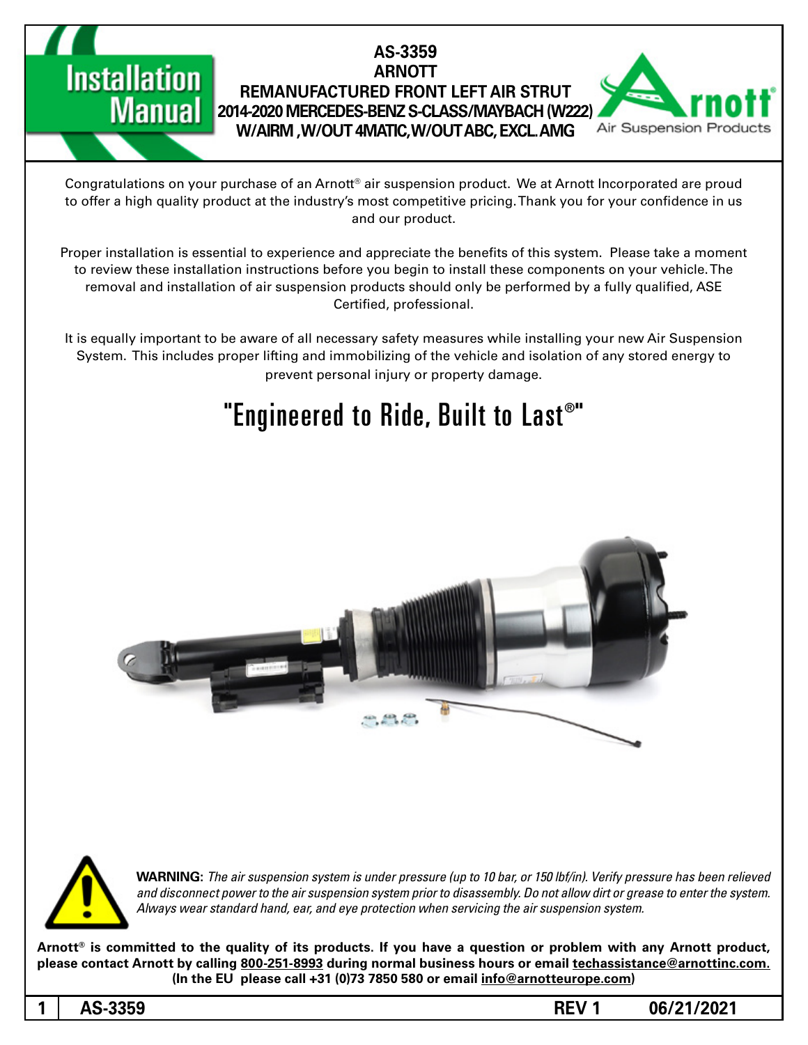# Installation Manual

**AS-3359**
**ARNOTT**
**REMANUFACTURED FRONT LEFT AIR STRUT**
**2014-2020 MERCEDES-BENZ S-CLASS/MAYBACH (W222)**
**W/AIRM ,W/OUT 4MATIC,W/OUT ABC, EXCL.AMG**

Arnott® Air Suspension Products

Congratulations on your purchase of an Arnott® air suspension product. We at Arnott Incorporated are proud to offer a high quality product at the industry's most competitive pricing. Thank you for your confidence in us and our product.

Proper installation is essential to experience and appreciate the benefits of this system. Please take a moment to review these installation instructions before you begin to install these components on your vehicle. The removal and installation of air suspension products should only be performed by a fully qualified, ASE Certified, professional.

It is equally important to be aware of all necessary safety measures while installing your new Air Suspension System. This includes proper lifting and immobilizing of the vehicle and isolation of any stored energy to prevent personal injury or property damage.

## "Engineered to Ride, Built to Last®"

**WARNING:** *The air suspension system is under pressure (up to 10 bar, or 150 lbf/in). Verify pressure has been relieved and disconnect power to the air suspension system prior to disassembly. Do not allow dirt or grease to enter the system. Always wear standard hand, ear, and eye protection when servicing the air suspension system.*

**Arnott® is committed to the quality of its products. If you have a question or problem with any Arnott product, please contact Arnott by calling 800-251-8993 during normal business hours or email techassistance@arnottinc.com. (In the EU please call +31 (0)73 7850 580 or email info@arnotteurope.com)**

**AS-3359 REV 1 06/21/2021**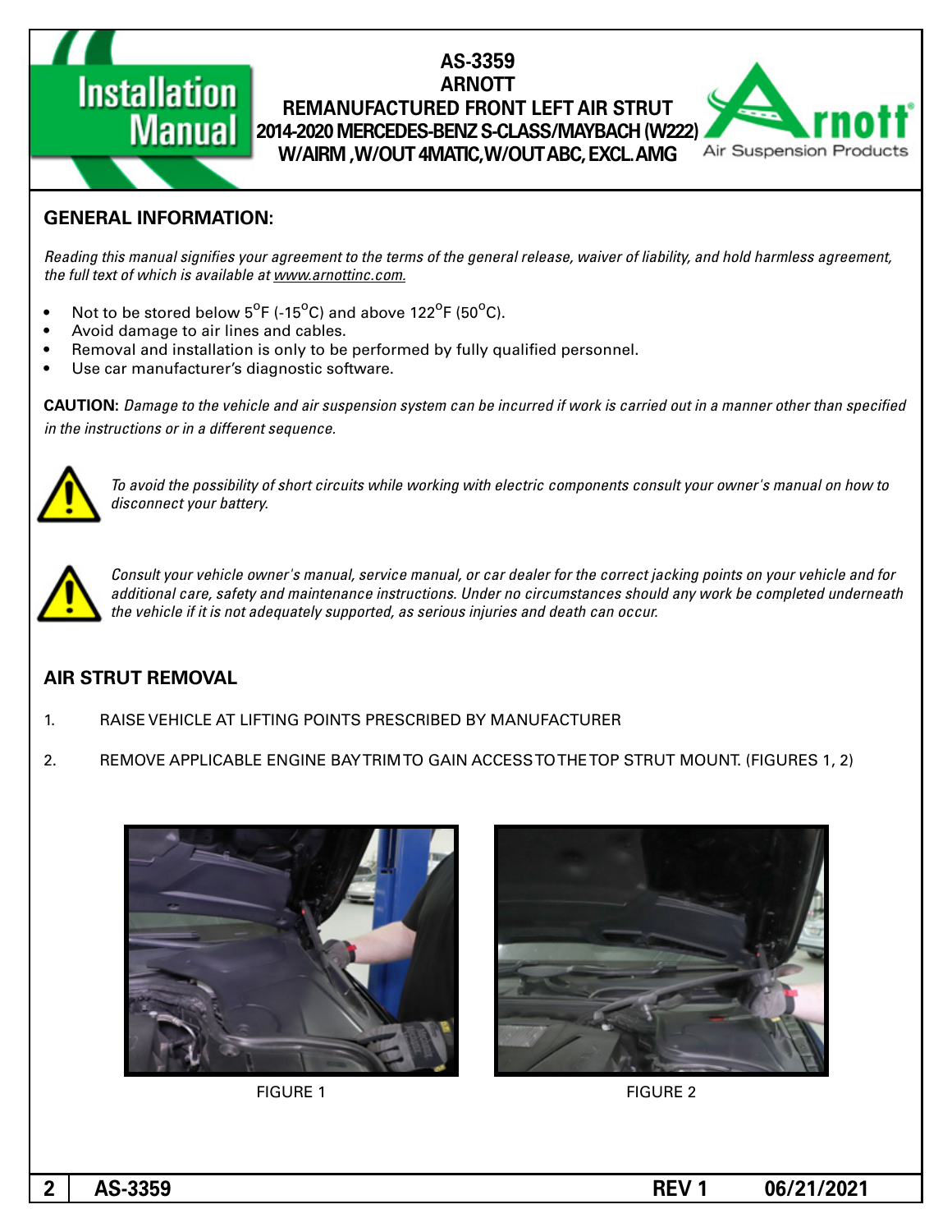# AS-3359
# ARNOTT
# REMANUFACTURED FRONT LEFT AIR STRUT
## 2014-2020 MERCEDES-BENZ S-CLASS/MAYBACH (W222) W/AIRM ,W/OUT 4MATIC,W/OUT ABC, EXCL.AMG

## GENERAL INFORMATION:

*Reading this manual signifies your agreement to the terms of the general release, waiver of liability, and hold harmless agreement, the full text of which is available at www.arnottinc.com.*

- Not to be stored below 5°F (-15°C) and above 122°F (50°C).
- Avoid damage to air lines and cables.
- Removal and installation is only to be performed by fully qualified personnel.
- Use car manufacturer's diagnostic software.

**CAUTION:** *Damage to the vehicle and air suspension system can be incurred if work is carried out in a manner other than specified in the instructions or in a different sequence.*

*To avoid the possibility of short circuits while working with electric components consult your owner's manual on how to disconnect your battery.*

*Consult your vehicle owner's manual, service manual, or car dealer for the correct jacking points on your vehicle and for additional care, safety and maintenance instructions. Under no circumstances should any work be completed underneath the vehicle if it is not adequately supported, as serious injuries and death can occur.*

## AIR STRUT REMOVAL

1. RAISE VEHICLE AT LIFTING POINTS PRESCRIBED BY MANUFACTURER

2. REMOVE APPLICABLE ENGINE BAY TRIM TO GAIN ACCESS TO THE TOP STRUT MOUNT. (FIGURES 1, 2)

FIGURE 1

FIGURE 2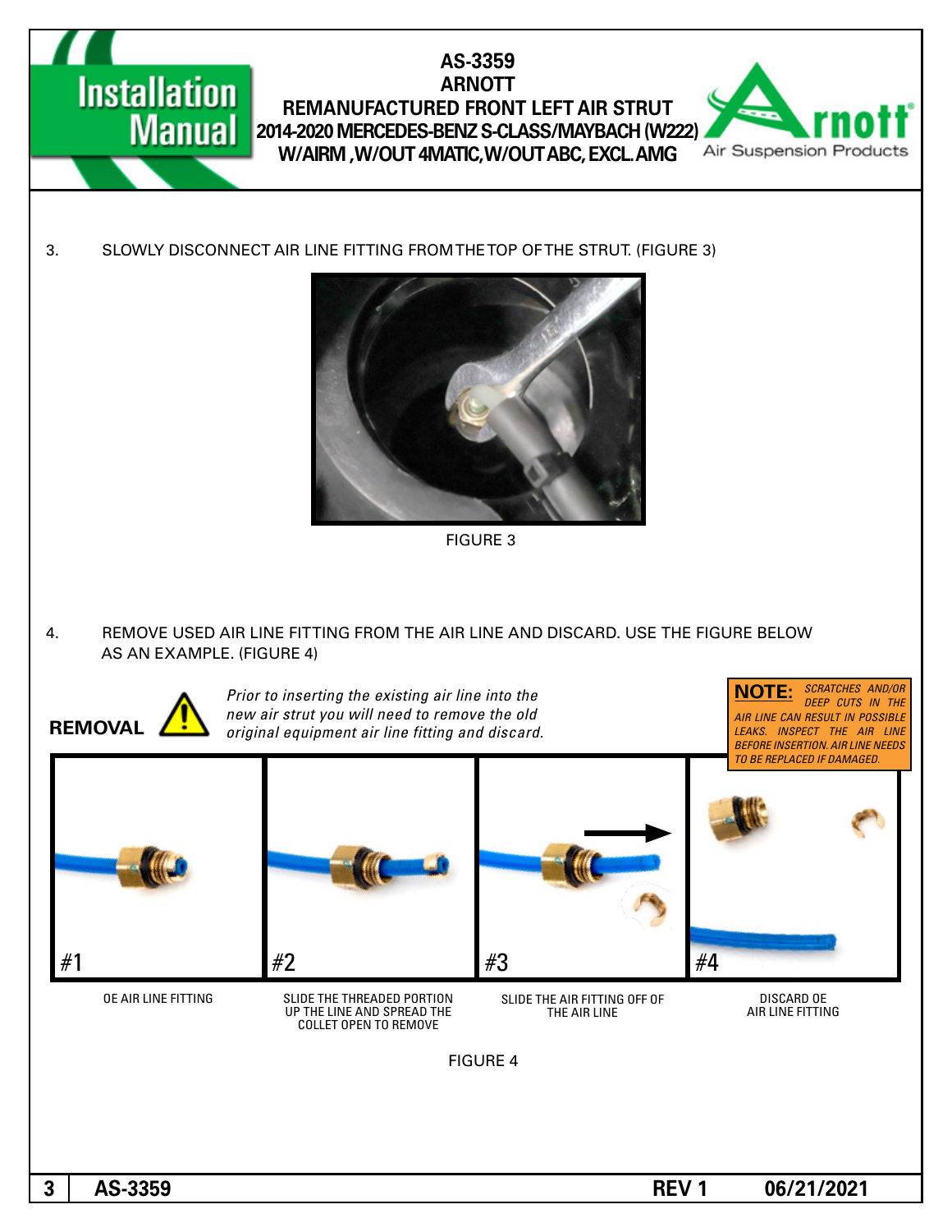3. SLOWLY DISCONNECT AIR LINE FITTING FROM THE TOP OF THE STRUT. (FIGURE 3)

FIGURE 3

4. REMOVE USED AIR LINE FITTING FROM THE AIR LINE AND DISCARD. USE THE FIGURE BELOW AS AN EXAMPLE. (FIGURE 4)

**REMOVAL**

*Prior to inserting the existing air line into the new air strut you will need to remove the old original equipment air line fitting and discard.*

**NOTE:** *SCRATCHES AND/OR DEEP CUTS IN THE AIR LINE CAN RESULT IN POSSIBLE LEAKS. INSPECT THE AIR LINE BEFORE INSERTION. AIR LINE NEEDS TO BE REPLACED IF DAMAGED.*

#1 OE AIR LINE FITTING

#2 SLIDE THE THREADED PORTION UP THE LINE AND SPREAD THE COLLET OPEN TO REMOVE

#3 SLIDE THE AIR FITTING OFF OF THE AIR LINE

#4 DISCARD OE AIR LINE FITTING

FIGURE 4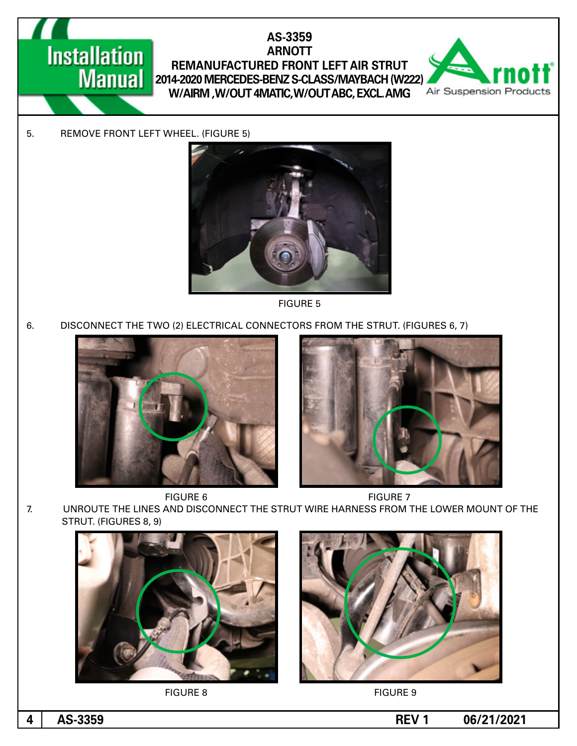5. REMOVE FRONT LEFT WHEEL. (FIGURE 5)

FIGURE 5

6. DISCONNECT THE TWO (2) ELECTRICAL CONNECTORS FROM THE STRUT. (FIGURES 6, 7)

FIGURE 6

FIGURE 7

7. UNROUTE THE LINES AND DISCONNECT THE STRUT WIRE HARNESS FROM THE LOWER MOUNT OF THE STRUT. (FIGURES 8, 9)

FIGURE 8

FIGURE 9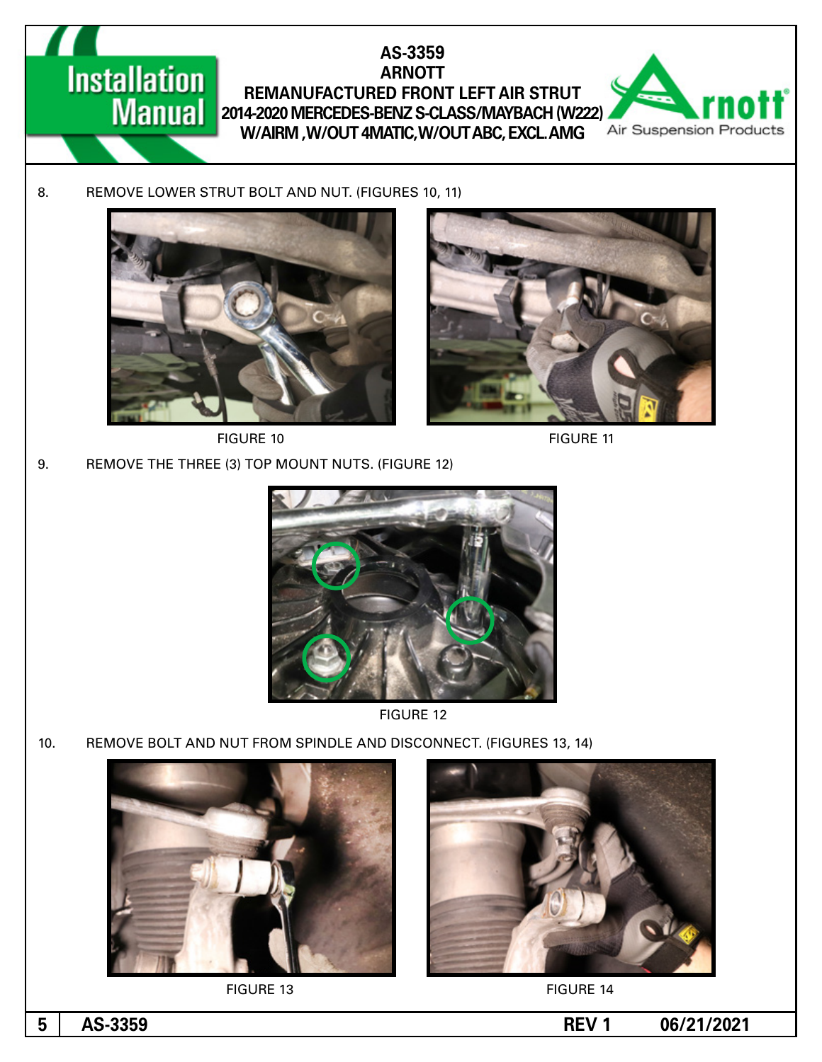8. REMOVE LOWER STRUT BOLT AND NUT. (FIGURES 10, 11)

FIGURE 10

FIGURE 11

9. REMOVE THE THREE (3) TOP MOUNT NUTS. (FIGURE 12)

FIGURE 12

10. REMOVE BOLT AND NUT FROM SPINDLE AND DISCONNECT. (FIGURES 13, 14)

FIGURE 13

FIGURE 14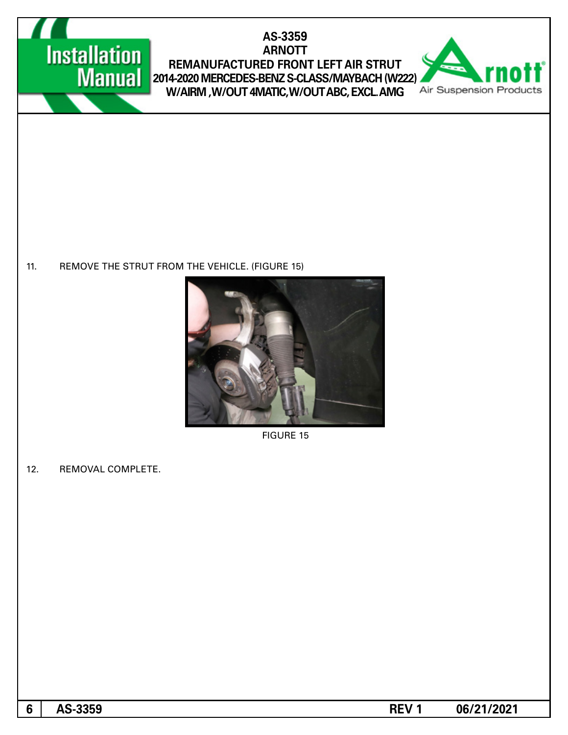11. REMOVE THE STRUT FROM THE VEHICLE. (FIGURE 15)

FIGURE 15

12. REMOVAL COMPLETE.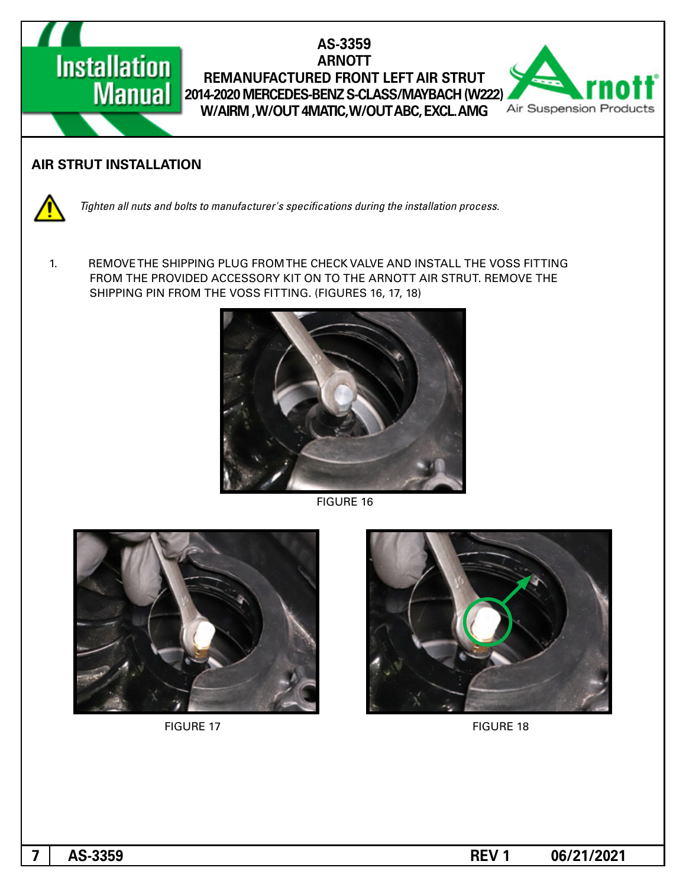## AIR STRUT INSTALLATION

*Tighten all nuts and bolts to manufacturer's specifications during the installation process.*

1. REMOVE THE SHIPPING PLUG FROM THE CHECK VALVE AND INSTALL THE VOSS FITTING FROM THE PROVIDED ACCESSORY KIT ON TO THE ARNOTT AIR STRUT. REMOVE THE SHIPPING PIN FROM THE VOSS FITTING. (FIGURES 16, 17, 18)

FIGURE 16

FIGURE 17

FIGURE 18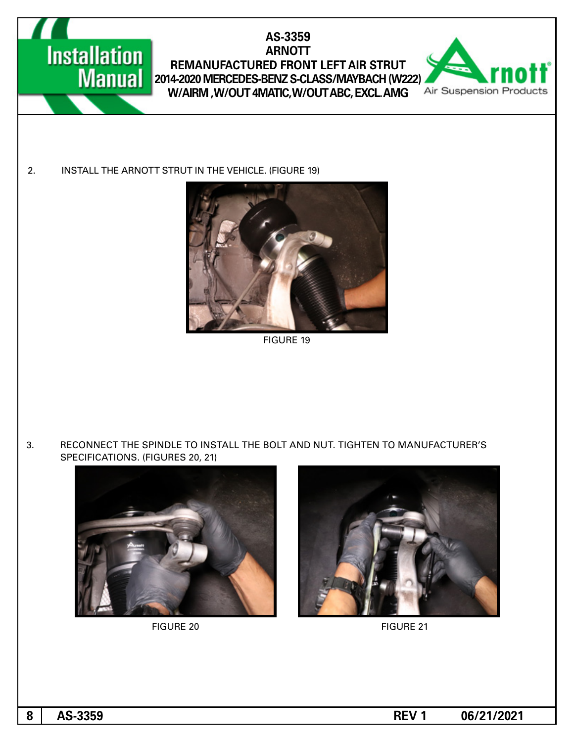2. INSTALL THE ARNOTT STRUT IN THE VEHICLE. (FIGURE 19)

FIGURE 19

3. RECONNECT THE SPINDLE TO INSTALL THE BOLT AND NUT. TIGHTEN TO MANUFACTURER'S SPECIFICATIONS. (FIGURES 20, 21)

FIGURE 20

FIGURE 21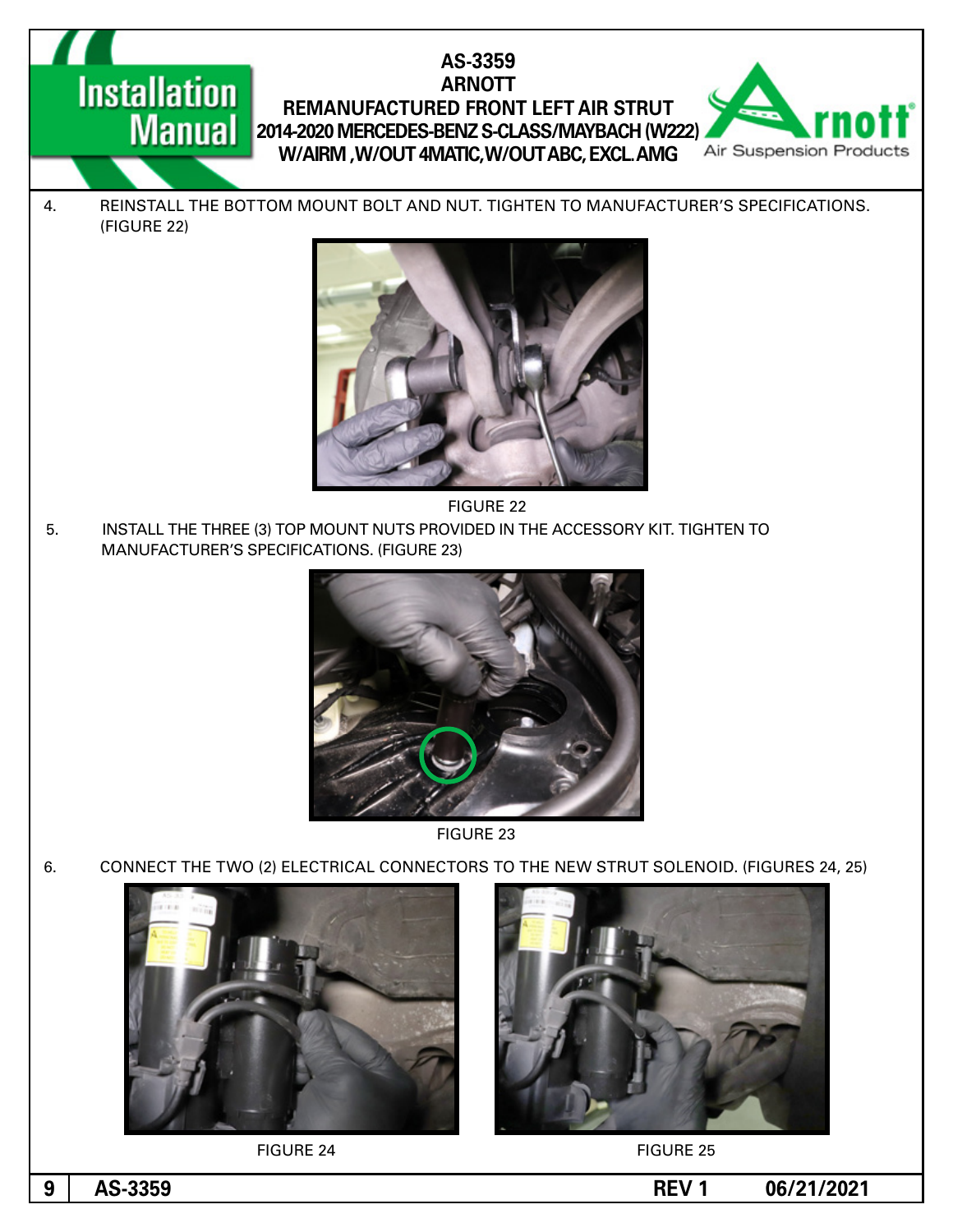4. REINSTALL THE BOTTOM MOUNT BOLT AND NUT. TIGHTEN TO MANUFACTURER'S SPECIFICATIONS. (FIGURE 22)

FIGURE 22

5. INSTALL THE THREE (3) TOP MOUNT NUTS PROVIDED IN THE ACCESSORY KIT. TIGHTEN TO MANUFACTURER'S SPECIFICATIONS. (FIGURE 23)

FIGURE 23

6. CONNECT THE TWO (2) ELECTRICAL CONNECTORS TO THE NEW STRUT SOLENOID. (FIGURES 24, 25)

FIGURE 24

FIGURE 25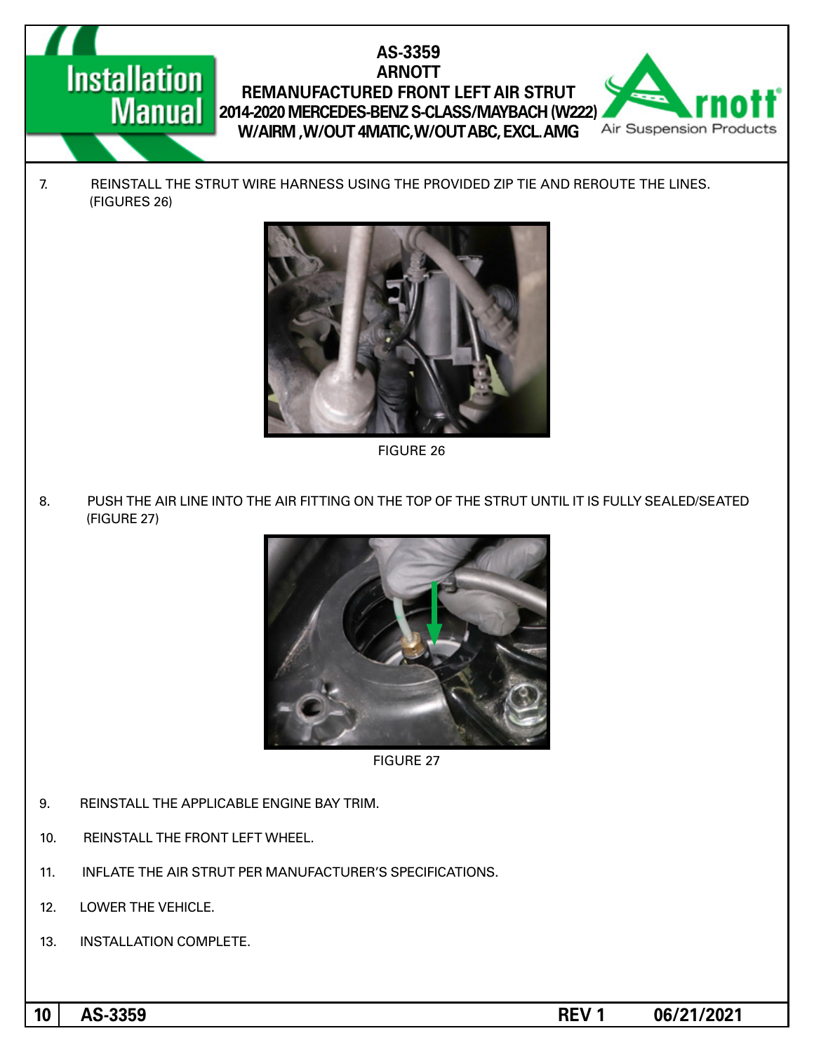7. REINSTALL THE STRUT WIRE HARNESS USING THE PROVIDED ZIP TIE AND REROUTE THE LINES. (FIGURES 26)

FIGURE 26

8. PUSH THE AIR LINE INTO THE AIR FITTING ON THE TOP OF THE STRUT UNTIL IT IS FULLY SEALED/SEATED (FIGURE 27)

FIGURE 27

9. REINSTALL THE APPLICABLE ENGINE BAY TRIM.

10. REINSTALL THE FRONT LEFT WHEEL.

11. INFLATE THE AIR STRUT PER MANUFACTURER'S SPECIFICATIONS.

12. LOWER THE VEHICLE.

13. INSTALLATION COMPLETE.